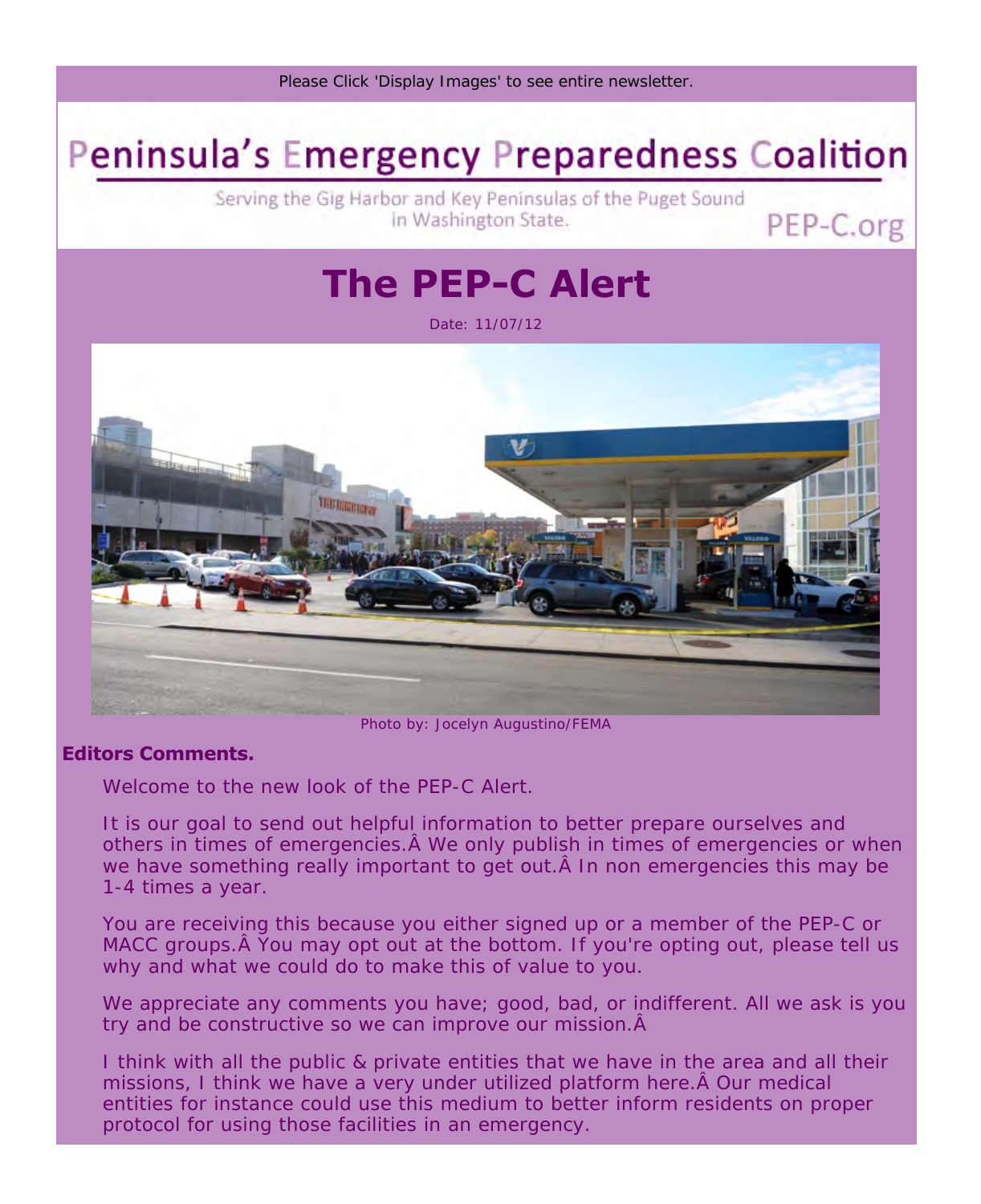Please Click 'Display Images' to see entire newsletter.

# Peninsula's Emergency Preparedness Coalition

Serving the Gig Harbor and Key Peninsulas of the Puget Sound in Washington State.

PEP-C.org

# The PEP-C Alert

Date: 11/07/12

Photo by: Jocelyn Augustino/FEMA

**Editors Comments.**

Welcome to the new look of the PEP-C Alert.

It is our goal to send out helpful information to better prepare ourselves and others in times of emergencies.Â We only publish in times of emergencies or when we have something really important to get out.Â In non emergencies this may be 1-4 times a year.

You are receiving this because you either signed up or a member of the PEP-C or MACC groups.Â You may opt out at the bottom. If you're opting out, please tell us why and what we could do to make this of value to you.

We appreciate any comments you have; good, bad, or indifferent. All we ask is you try and be constructive so we can improve our mission.Â

I think with all the public & private entities that we have in the area and all their missions, I think we have a very under utilized platform here.Â Our medical entities for instance could use this medium to better inform residents on proper protocol for using those facilities in an emergency.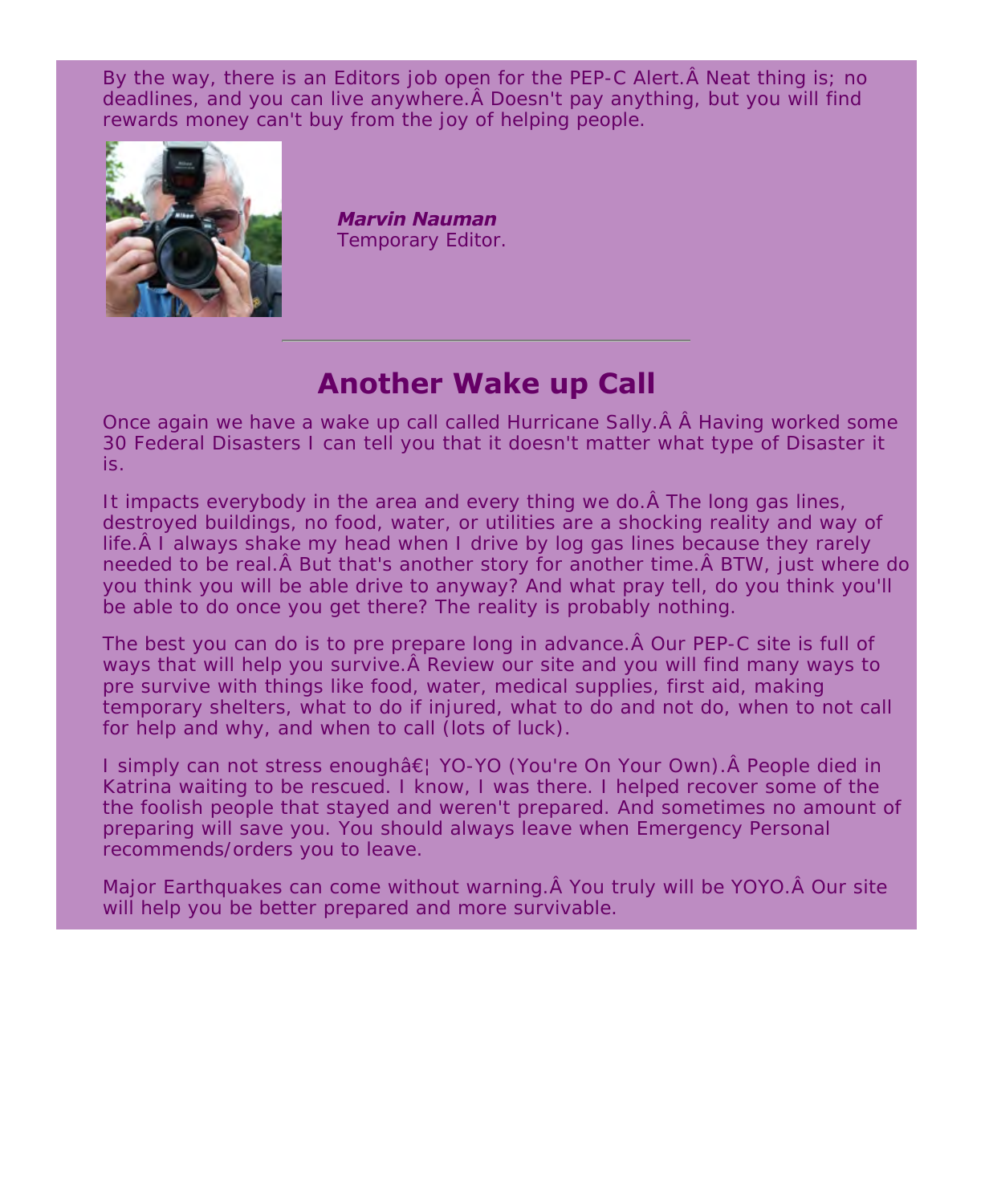By the way, there is an Editors job open for the PEP-C Alert.Â Neat thing is; no deadlines, and you can live anywhere.Â Doesn't pay anything, but you will find rewards money can't buy from the joy of helping people.

***Marvin Nauman***
Temporary Editor.

---

## Another Wake up Call

Once again we have a wake up call called Hurricane Sally.Â Â Having worked some 30 Federal Disasters I can tell you that it doesn't matter what type of Disaster it is.

It impacts everybody in the area and every thing we do.Â The long gas lines, destroyed buildings, no food, water, or utilities are a shocking reality and way of life.Â I always shake my head when I drive by log gas lines because they rarely needed to be real.Â But that's another story for another time.Â BTW, just where do you think you will be able drive to anyway? And what pray tell, do you think you'll be able to do once you get there? The reality is probably nothing.

The best you can do is to pre prepare long in advance.Â Our PEP-C site is full of ways that will help you survive.Â Review our site and you will find many ways to pre survive with things like food, water, medical supplies, first aid, making temporary shelters, what to do if injured, what to do and not do, when to not call for help and why, and when to call (lots of luck).

I simply can not stress enoughâ€¦ YO-YO (You're On Your Own).Â People died in Katrina waiting to be rescued. I know, I was there. I helped recover some of the the foolish people that stayed and weren't prepared. And sometimes no amount of preparing will save you. You should always leave when Emergency Personal recommends/orders you to leave.

Major Earthquakes can come without warning.Â You truly will be YOYO.Â Our site will help you be better prepared and more survivable.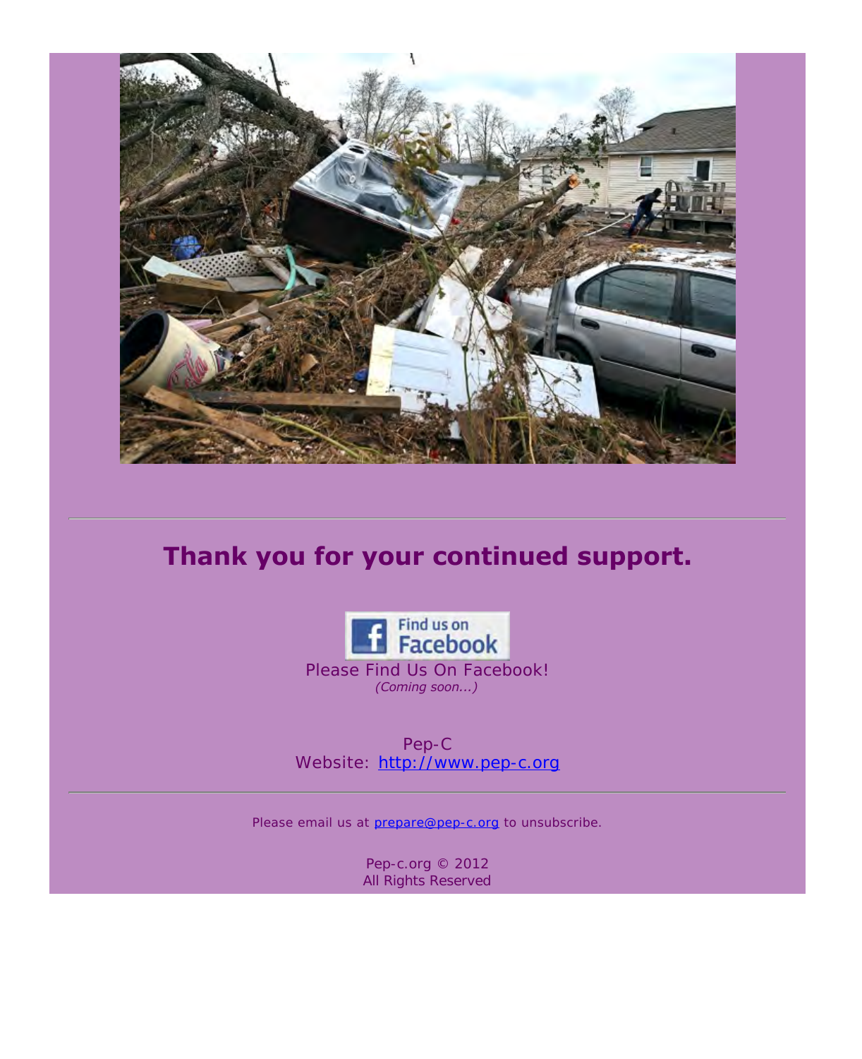---

## Thank you for your continued support.

Please Find Us On Facebook!
*(Coming soon...)*

Pep-C
Website: [http://www.pep-c.org](http://www.pep-c.org)

---

Please email us at [prepare@pep-c.org](mailto:prepare@pep-c.org) to unsubscribe.

Pep-c.org © 2012
All Rights Reserved